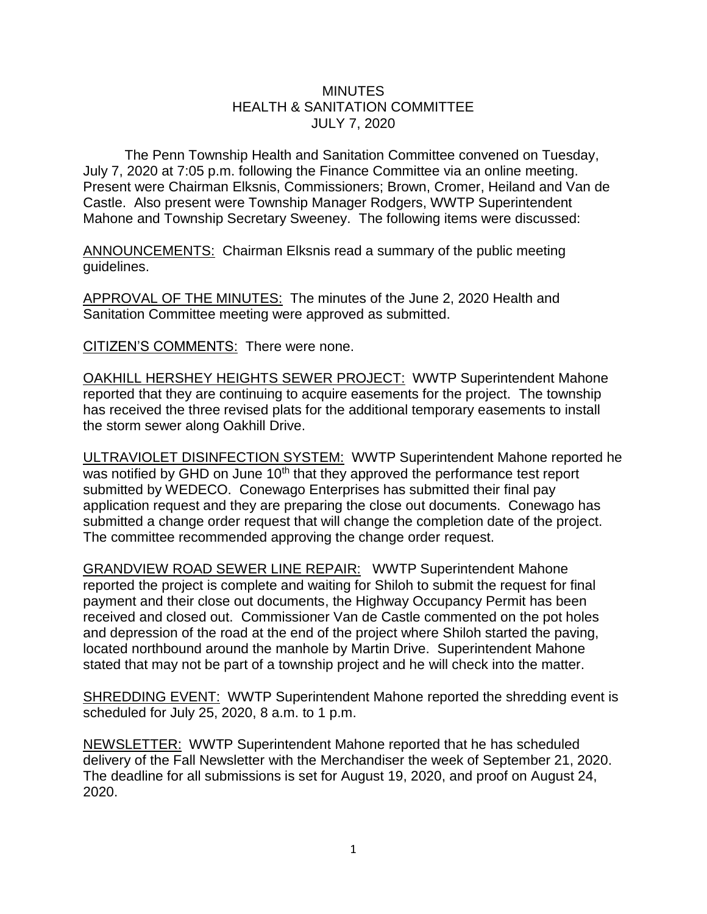# MINUTES
## HEALTH & SANITATION COMMITTEE
## JULY 7, 2020

The Penn Township Health and Sanitation Committee convened on Tuesday, July 7, 2020 at 7:05 p.m. following the Finance Committee via an online meeting. Present were Chairman Elksnis, Commissioners; Brown, Cromer, Heiland and Van de Castle. Also present were Township Manager Rodgers, WWTP Superintendent Mahone and Township Secretary Sweeney. The following items were discussed:

ANNOUNCEMENTS: Chairman Elksnis read a summary of the public meeting guidelines.

APPROVAL OF THE MINUTES: The minutes of the June 2, 2020 Health and Sanitation Committee meeting were approved as submitted.

CITIZEN'S COMMENTS: There were none.

OAKHILL HERSHEY HEIGHTS SEWER PROJECT: WWTP Superintendent Mahone reported that they are continuing to acquire easements for the project. The township has received the three revised plats for the additional temporary easements to install the storm sewer along Oakhill Drive.

ULTRAVIOLET DISINFECTION SYSTEM: WWTP Superintendent Mahone reported he was notified by GHD on June 10th that they approved the performance test report submitted by WEDECO. Conewago Enterprises has submitted their final pay application request and they are preparing the close out documents. Conewago has submitted a change order request that will change the completion date of the project. The committee recommended approving the change order request.

GRANDVIEW ROAD SEWER LINE REPAIR: WWTP Superintendent Mahone reported the project is complete and waiting for Shiloh to submit the request for final payment and their close out documents, the Highway Occupancy Permit has been received and closed out. Commissioner Van de Castle commented on the pot holes and depression of the road at the end of the project where Shiloh started the paving, located northbound around the manhole by Martin Drive. Superintendent Mahone stated that may not be part of a township project and he will check into the matter.

SHREDDING EVENT: WWTP Superintendent Mahone reported the shredding event is scheduled for July 25, 2020, 8 a.m. to 1 p.m.

NEWSLETTER: WWTP Superintendent Mahone reported that he has scheduled delivery of the Fall Newsletter with the Merchandiser the week of September 21, 2020. The deadline for all submissions is set for August 19, 2020, and proof on August 24, 2020.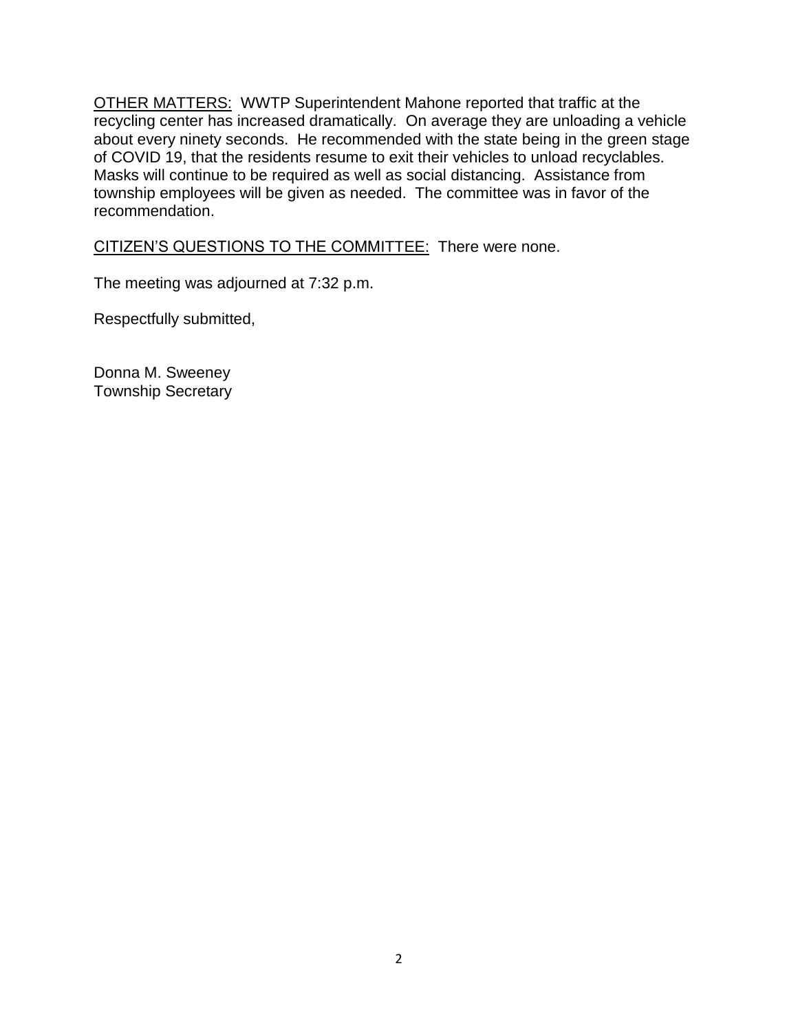<u>OTHER MATTERS:</u> WWTP Superintendent Mahone reported that traffic at the recycling center has increased dramatically. On average they are unloading a vehicle about every ninety seconds. He recommended with the state being in the green stage of COVID 19, that the residents resume to exit their vehicles to unload recyclables. Masks will continue to be required as well as social distancing. Assistance from township employees will be given as needed. The committee was in favor of the recommendation.

<u>CITIZEN'S QUESTIONS TO THE COMMITTEE:</u> There were none.

The meeting was adjourned at 7:32 p.m.

Respectfully submitted,

Donna M. Sweeney
Township Secretary